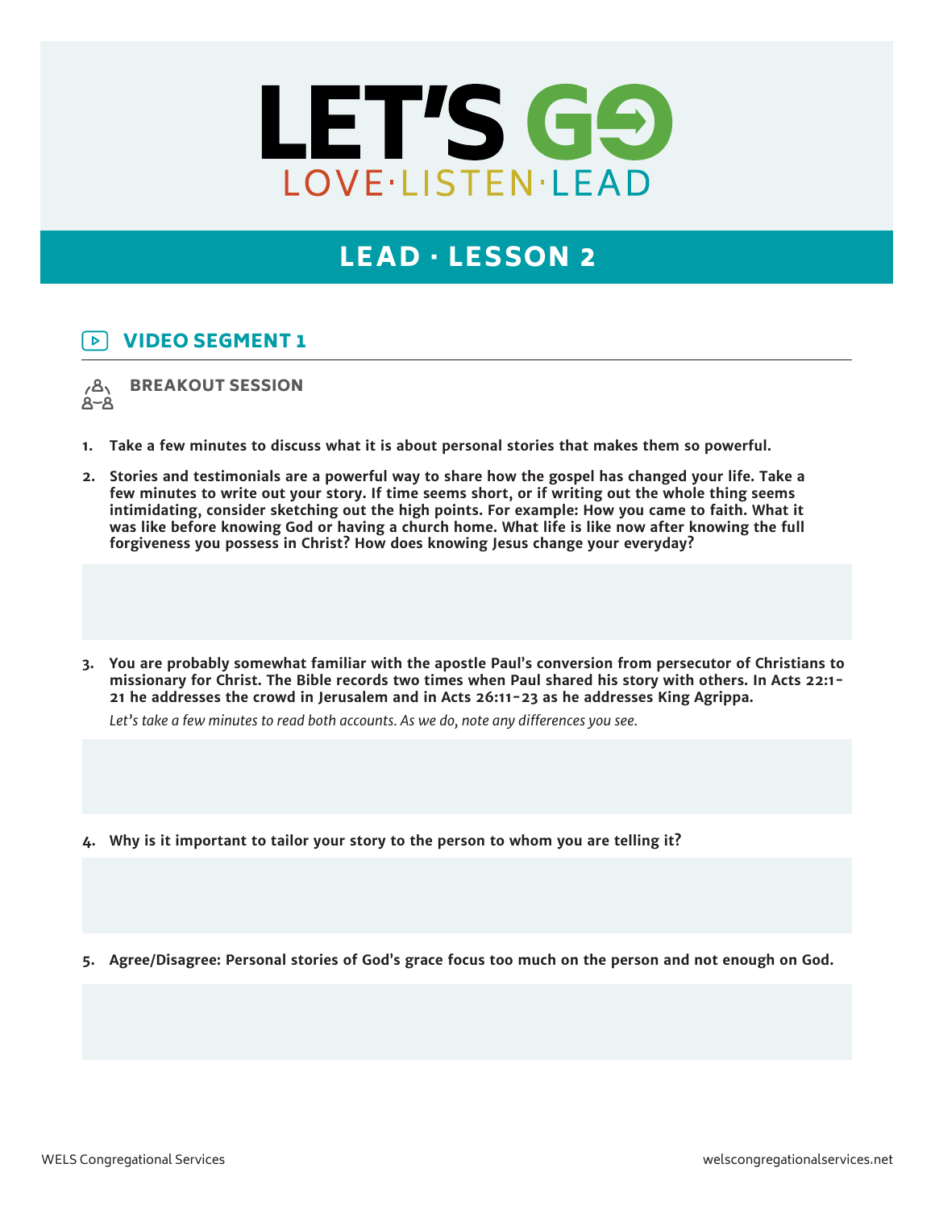# LET'S GO

LOVE·LISTEN·LEAD

## LEAD · LESSON 2

### VIDEO SEGMENT 1

#### BREAKOUT SESSION

1. **Take a few minutes to discuss what it is about personal stories that makes them so powerful.**

2. **Stories and testimonials are a powerful way to share how the gospel has changed your life. Take a few minutes to write out your story. If time seems short, or if writing out the whole thing seems intimidating, consider sketching out the high points. For example: How you came to faith. What it was like before knowing God or having a church home. What life is like now after knowing the full forgiveness you possess in Christ? How does knowing Jesus change your everyday?**

3. **You are probably somewhat familiar with the apostle Paul's conversion from persecutor of Christians to missionary for Christ. The Bible records two times when Paul shared his story with others. In Acts 22:1-21 he addresses the crowd in Jerusalem and in Acts 26:11-23 as he addresses King Agrippa.**

   *Let's take a few minutes to read both accounts. As we do, note any differences you see.*

4. **Why is it important to tailor your story to the person to whom you are telling it?**

5. **Agree/Disagree: Personal stories of God's grace focus too much on the person and not enough on God.**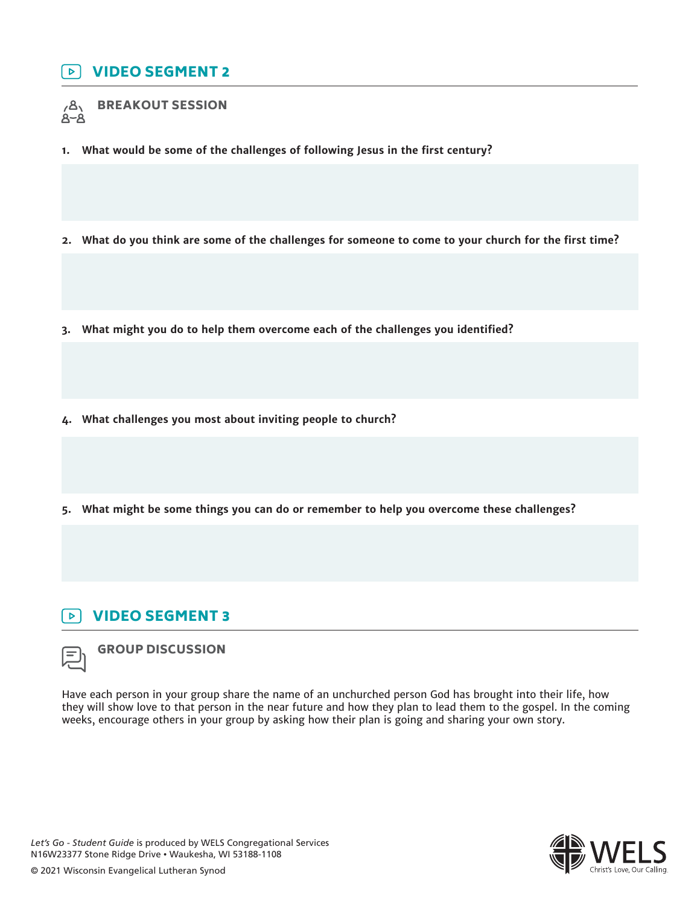## VIDEO SEGMENT 2

### BREAKOUT SESSION

1. **What would be some of the challenges of following Jesus in the first century?**

2. **What do you think are some of the challenges for someone to come to your church for the first time?**

3. **What might you do to help them overcome each of the challenges you identified?**

4. **What challenges you most about inviting people to church?**

5. **What might be some things you can do or remember to help you overcome these challenges?**

## VIDEO SEGMENT 3

### GROUP DISCUSSION

Have each person in your group share the name of an unchurched person God has brought into their life, how they will show love to that person in the near future and how they plan to lead them to the gospel. In the coming weeks, encourage others in your group by asking how their plan is going and sharing your own story.

*Let's Go - Student Guide* is produced by WELS Congregational Services
N16W23377 Stone Ridge Drive • Waukesha, WI 53188-1108

© 2021 Wisconsin Evangelical Lutheran Synod

WELS
Christ's Love, Our Calling.